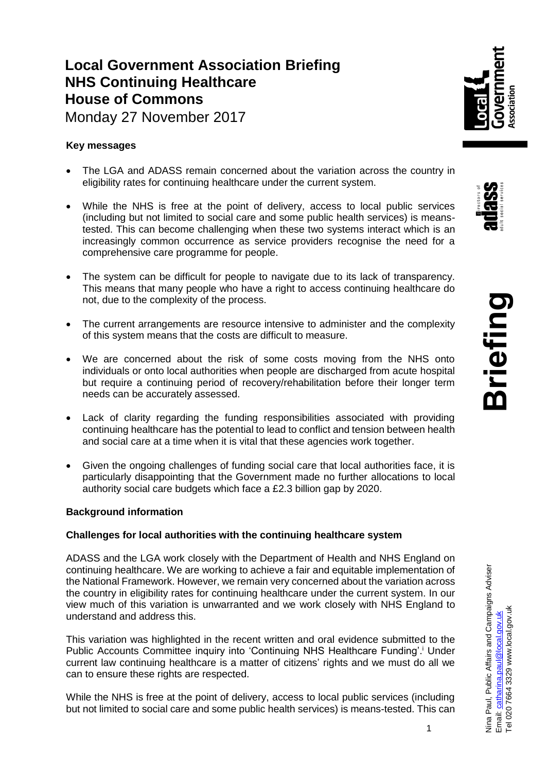# Local Government Association Briefing
# NHS Continuing Healthcare
# House of Commons

Monday 27 November 2017

**Key messages**

- The LGA and ADASS remain concerned about the variation across the country in eligibility rates for continuing healthcare under the current system.
- While the NHS is free at the point of delivery, access to local public services (including but not limited to social care and some public health services) is means-tested. This can become challenging when these two systems interact which is an increasingly common occurrence as service providers recognise the need for a comprehensive care programme for people.
- The system can be difficult for people to navigate due to its lack of transparency. This means that many people who have a right to access continuing healthcare do not, due to the complexity of the process.
- The current arrangements are resource intensive to administer and the complexity of this system means that the costs are difficult to measure.
- We are concerned about the risk of some costs moving from the NHS onto individuals or onto local authorities when people are discharged from acute hospital but require a continuing period of recovery/rehabilitation before their longer term needs can be accurately assessed.
- Lack of clarity regarding the funding responsibilities associated with providing continuing healthcare has the potential to lead to conflict and tension between health and social care at a time when it is vital that these agencies work together.
- Given the ongoing challenges of funding social care that local authorities face, it is particularly disappointing that the Government made no further allocations to local authority social care budgets which face a £2.3 billion gap by 2020.

**Background information**

**Challenges for local authorities with the continuing healthcare system**

ADASS and the LGA work closely with the Department of Health and NHS England on continuing healthcare. We are working to achieve a fair and equitable implementation of the National Framework. However, we remain very concerned about the variation across the country in eligibility rates for continuing healthcare under the current system. In our view much of this variation is unwarranted and we work closely with NHS England to understand and address this.

This variation was highlighted in the recent written and oral evidence submitted to the Public Accounts Committee inquiry into 'Continuing NHS Healthcare Funding'.[i] Under current law continuing healthcare is a matter of citizens' rights and we must do all we can to ensure these rights are respected.

While the NHS is free at the point of delivery, access to local public services (including but not limited to social care and some public health services) is means-tested. This can

Nina Paul, Public Affairs and Campaigns Adviser
Email: catharina.paul@local.gov.uk
Tel 020 7664 3329 www.local.gov.uk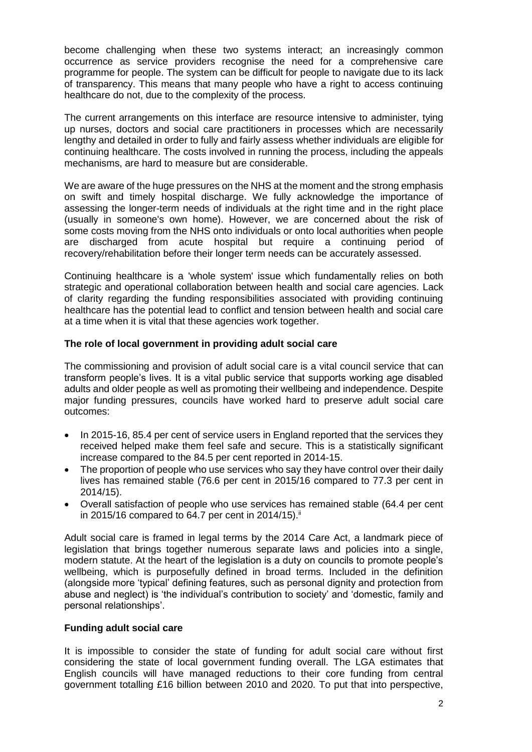become challenging when these two systems interact; an increasingly common occurrence as service providers recognise the need for a comprehensive care programme for people. The system can be difficult for people to navigate due to its lack of transparency. This means that many people who have a right to access continuing healthcare do not, due to the complexity of the process.

The current arrangements on this interface are resource intensive to administer, tying up nurses, doctors and social care practitioners in processes which are necessarily lengthy and detailed in order to fully and fairly assess whether individuals are eligible for continuing healthcare. The costs involved in running the process, including the appeals mechanisms, are hard to measure but are considerable.

We are aware of the huge pressures on the NHS at the moment and the strong emphasis on swift and timely hospital discharge. We fully acknowledge the importance of assessing the longer-term needs of individuals at the right time and in the right place (usually in someone's own home). However, we are concerned about the risk of some costs moving from the NHS onto individuals or onto local authorities when people are discharged from acute hospital but require a continuing period of recovery/rehabilitation before their longer term needs can be accurately assessed.

Continuing healthcare is a 'whole system' issue which fundamentally relies on both strategic and operational collaboration between health and social care agencies. Lack of clarity regarding the funding responsibilities associated with providing continuing healthcare has the potential lead to conflict and tension between health and social care at a time when it is vital that these agencies work together.

**The role of local government in providing adult social care**

The commissioning and provision of adult social care is a vital council service that can transform people's lives. It is a vital public service that supports working age disabled adults and older people as well as promoting their wellbeing and independence. Despite major funding pressures, councils have worked hard to preserve adult social care outcomes:

- In 2015-16, 85.4 per cent of service users in England reported that the services they received helped make them feel safe and secure. This is a statistically significant increase compared to the 84.5 per cent reported in 2014-15.
- The proportion of people who use services who say they have control over their daily lives has remained stable (76.6 per cent in 2015/16 compared to 77.3 per cent in 2014/15).
- Overall satisfaction of people who use services has remained stable (64.4 per cent in 2015/16 compared to 64.7 per cent in 2014/15).[ii]

Adult social care is framed in legal terms by the 2014 Care Act, a landmark piece of legislation that brings together numerous separate laws and policies into a single, modern statute. At the heart of the legislation is a duty on councils to promote people's wellbeing, which is purposefully defined in broad terms. Included in the definition (alongside more 'typical' defining features, such as personal dignity and protection from abuse and neglect) is 'the individual's contribution to society' and 'domestic, family and personal relationships'.

**Funding adult social care**

It is impossible to consider the state of funding for adult social care without first considering the state of local government funding overall. The LGA estimates that English councils will have managed reductions to their core funding from central government totalling £16 billion between 2010 and 2020. To put that into perspective,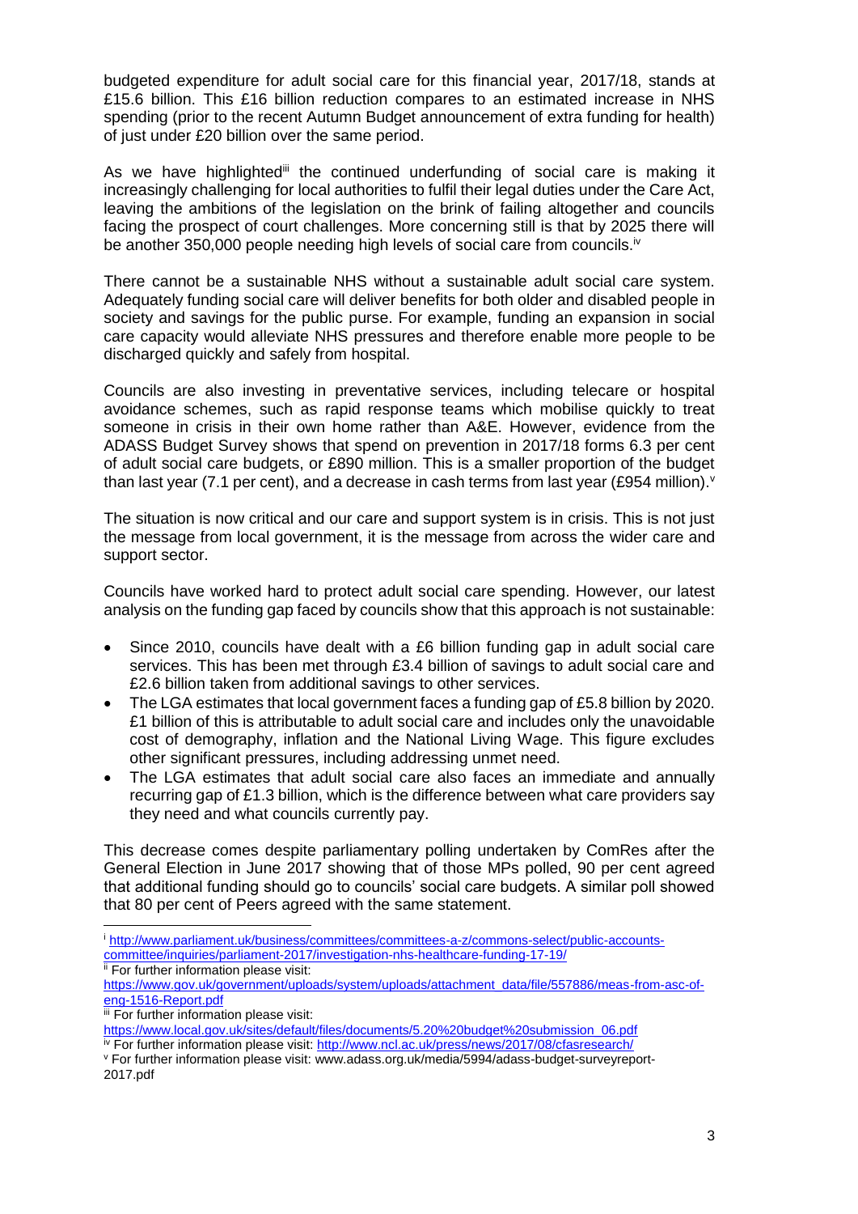budgeted expenditure for adult social care for this financial year, 2017/18, stands at £15.6 billion. This £16 billion reduction compares to an estimated increase in NHS spending (prior to the recent Autumn Budget announcement of extra funding for health) of just under £20 billion over the same period.

As we have highlighted[iii] the continued underfunding of social care is making it increasingly challenging for local authorities to fulfil their legal duties under the Care Act, leaving the ambitions of the legislation on the brink of failing altogether and councils facing the prospect of court challenges. More concerning still is that by 2025 there will be another 350,000 people needing high levels of social care from councils.[iv]

There cannot be a sustainable NHS without a sustainable adult social care system. Adequately funding social care will deliver benefits for both older and disabled people in society and savings for the public purse. For example, funding an expansion in social care capacity would alleviate NHS pressures and therefore enable more people to be discharged quickly and safely from hospital.

Councils are also investing in preventative services, including telecare or hospital avoidance schemes, such as rapid response teams which mobilise quickly to treat someone in crisis in their own home rather than A&E. However, evidence from the ADASS Budget Survey shows that spend on prevention in 2017/18 forms 6.3 per cent of adult social care budgets, or £890 million. This is a smaller proportion of the budget than last year (7.1 per cent), and a decrease in cash terms from last year (£954 million).[v]

The situation is now critical and our care and support system is in crisis. This is not just the message from local government, it is the message from across the wider care and support sector.

Councils have worked hard to protect adult social care spending. However, our latest analysis on the funding gap faced by councils show that this approach is not sustainable:

- Since 2010, councils have dealt with a £6 billion funding gap in adult social care services. This has been met through £3.4 billion of savings to adult social care and £2.6 billion taken from additional savings to other services.
- The LGA estimates that local government faces a funding gap of £5.8 billion by 2020. £1 billion of this is attributable to adult social care and includes only the unavoidable cost of demography, inflation and the National Living Wage. This figure excludes other significant pressures, including addressing unmet need.
- The LGA estimates that adult social care also faces an immediate and annually recurring gap of £1.3 billion, which is the difference between what care providers say they need and what councils currently pay.

This decrease comes despite parliamentary polling undertaken by ComRes after the General Election in June 2017 showing that of those MPs polled, 90 per cent agreed that additional funding should go to councils' social care budgets. A similar poll showed that 80 per cent of Peers agreed with the same statement.

---

[i] http://www.parliament.uk/business/committees/committees-a-z/commons-select/public-accounts-committee/inquiries/parliament-2017/investigation-nhs-healthcare-funding-17-19/

[ii] For further information please visit: https://www.gov.uk/government/uploads/system/uploads/attachment_data/file/557886/meas-from-asc-of-eng-1516-Report.pdf

[iii] For further information please visit: https://www.local.gov.uk/sites/default/files/documents/5.20%20budget%20submission_06.pdf

[iv] For further information please visit: http://www.ncl.ac.uk/press/news/2017/08/cfasresearch/

[v] For further information please visit: www.adass.org.uk/media/5994/adass-budget-surveyreport-2017.pdf